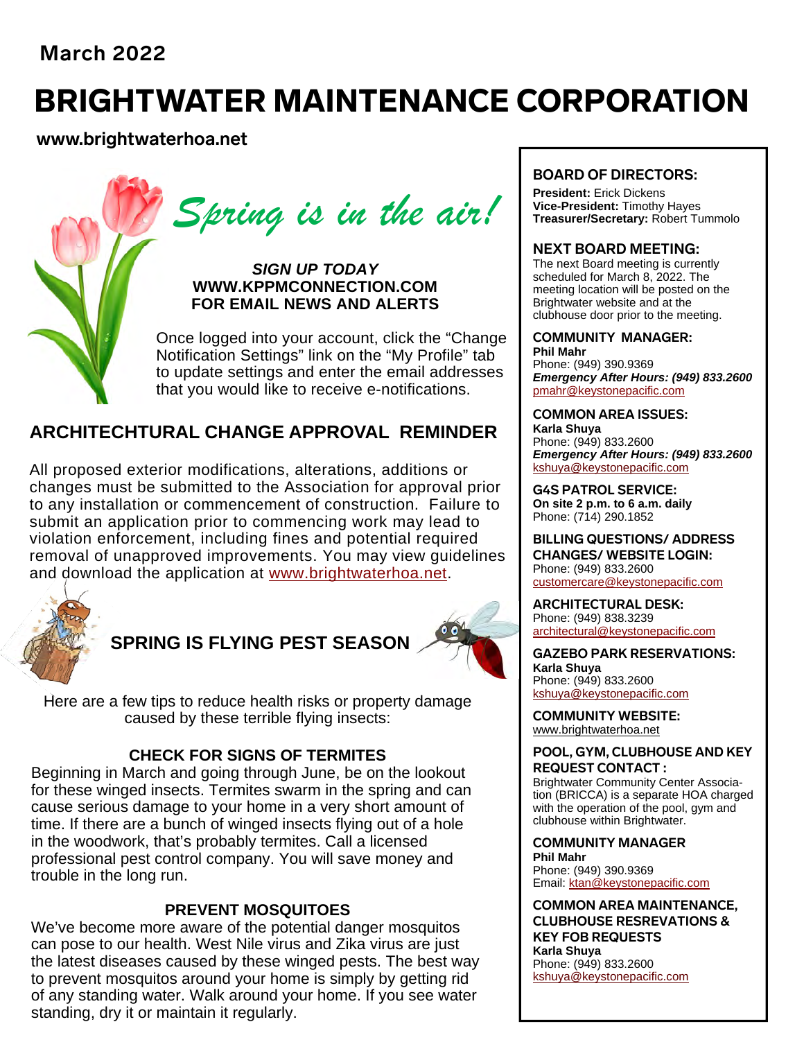March 2022

# BRIGHTWATER MAINTENANCE CORPORATION

**www.brightwaterhoa.net**

## *Spring is in the air!*

***SIGN UP TODAY***
**WWW.KPPMCONNECTION.COM**
**FOR EMAIL NEWS AND ALERTS**

Once logged into your account, click the "Change Notification Settings" link on the "My Profile" tab to update settings and enter the email addresses that you would like to receive e-notifications.

## ARCHITECHTURAL CHANGE APPROVAL REMINDER

All proposed exterior modifications, alterations, additions or changes must be submitted to the Association for approval prior to any installation or commencement of construction. Failure to submit an application prior to commencing work may lead to violation enforcement, including fines and potential required removal of unapproved improvements. You may view guidelines and download the application at www.brightwaterhoa.net.

## SPRING IS FLYING PEST SEASON

Here are a few tips to reduce health risks or property damage caused by these terrible flying insects:

### CHECK FOR SIGNS OF TERMITES

Beginning in March and going through June, be on the lookout for these winged insects. Termites swarm in the spring and can cause serious damage to your home in a very short amount of time. If there are a bunch of winged insects flying out of a hole in the woodwork, that's probably termites. Call a licensed professional pest control company. You will save money and trouble in the long run.

### PREVENT MOSQUITOES

We've become more aware of the potential danger mosquitos can pose to our health. West Nile virus and Zika virus are just the latest diseases caused by these winged pests. The best way to prevent mosquitos around your home is simply by getting rid of any standing water. Walk around your home. If you see water standing, dry it or maintain it regularly.

---

### BOARD OF DIRECTORS:

**President:** Erick Dickens
**Vice-President:** Timothy Hayes
**Treasurer/Secretary:** Robert Tummolo

### NEXT BOARD MEETING:

The next Board meeting is currently scheduled for March 8, 2022. The meeting location will be posted on the Brightwater website and at the clubhouse door prior to the meeting.

### COMMUNITY MANAGER:

**Phil Mahr**
Phone: (949) 390.9369
***Emergency After Hours: (949) 833.2600***
pmahr@keystonepacific.com

### COMMON AREA ISSUES:

**Karla Shuya**
Phone: (949) 833.2600
***Emergency After Hours: (949) 833.2600***
kshuya@keystonepacific.com

### G4S PATROL SERVICE:

**On site 2 p.m. to 6 a.m. daily**
Phone: (714) 290.1852

### BILLING QUESTIONS/ ADDRESS CHANGES/ WEBSITE LOGIN:

Phone: (949) 833.2600
customercare@keystonepacific.com

### ARCHITECTURAL DESK:

Phone: (949) 838.3239
architectural@keystonepacific.com

### GAZEBO PARK RESERVATIONS:

**Karla Shuya**
Phone: (949) 833.2600
kshuya@keystonepacific.com

### COMMUNITY WEBSITE:

www.brightwaterhoa.net

### POOL, GYM, CLUBHOUSE AND KEY REQUEST CONTACT :

Brightwater Community Center Association (BRICCA) is a separate HOA charged with the operation of the pool, gym and clubhouse within Brightwater.

### COMMUNITY MANAGER

**Phil Mahr**
Phone: (949) 390.9369
Email: ktan@keystonepacific.com

### COMMON AREA MAINTENANCE, CLUBHOUSE RESREVATIONS & KEY FOB REQUESTS

**Karla Shuya**
Phone: (949) 833.2600
kshuya@keystonepacific.com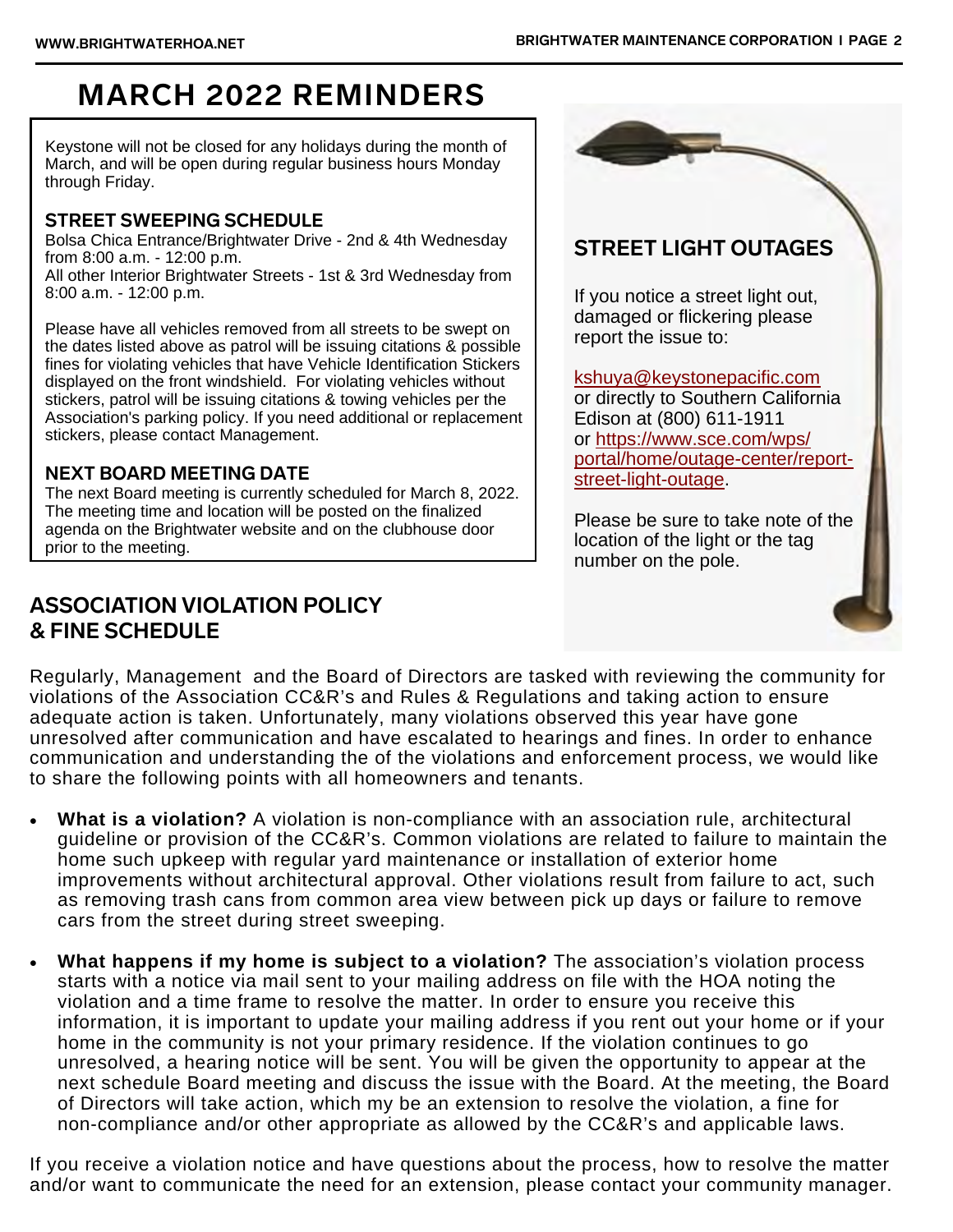# MARCH 2022 REMINDERS

Keystone will not be closed for any holidays during the month of March, and will be open during regular business hours Monday through Friday.

### STREET SWEEPING SCHEDULE

Bolsa Chica Entrance/Brightwater Drive - 2nd & 4th Wednesday from 8:00 a.m. - 12:00 p.m.
All other Interior Brightwater Streets - 1st & 3rd Wednesday from 8:00 a.m. - 12:00 p.m.

Please have all vehicles removed from all streets to be swept on the dates listed above as patrol will be issuing citations & possible fines for violating vehicles that have Vehicle Identification Stickers displayed on the front windshield. For violating vehicles without stickers, patrol will be issuing citations & towing vehicles per the Association's parking policy. If you need additional or replacement stickers, please contact Management.

### NEXT BOARD MEETING DATE

The next Board meeting is currently scheduled for March 8, 2022. The meeting time and location will be posted on the finalized agenda on the Brightwater website and on the clubhouse door prior to the meeting.

## STREET LIGHT OUTAGES

If you notice a street light out, damaged or flickering please report the issue to:

kshuya@keystonepacific.com
or directly to Southern California Edison at (800) 611-1911
or https://www.sce.com/wps/portal/home/outage-center/report-street-light-outage.

Please be sure to take note of the location of the light or the tag number on the pole.

## ASSOCIATION VIOLATION POLICY & FINE SCHEDULE

Regularly, Management and the Board of Directors are tasked with reviewing the community for violations of the Association CC&R's and Rules & Regulations and taking action to ensure adequate action is taken. Unfortunately, many violations observed this year have gone unresolved after communication and have escalated to hearings and fines. In order to enhance communication and understanding the of the violations and enforcement process, we would like to share the following points with all homeowners and tenants.

- **What is a violation?** A violation is non-compliance with an association rule, architectural guideline or provision of the CC&R's. Common violations are related to failure to maintain the home such upkeep with regular yard maintenance or installation of exterior home improvements without architectural approval. Other violations result from failure to act, such as removing trash cans from common area view between pick up days or failure to remove cars from the street during street sweeping.
- **What happens if my home is subject to a violation?** The association's violation process starts with a notice via mail sent to your mailing address on file with the HOA noting the violation and a time frame to resolve the matter. In order to ensure you receive this information, it is important to update your mailing address if you rent out your home or if your home in the community is not your primary residence. If the violation continues to go unresolved, a hearing notice will be sent. You will be given the opportunity to appear at the next schedule Board meeting and discuss the issue with the Board. At the meeting, the Board of Directors will take action, which my be an extension to resolve the violation, a fine for non-compliance and/or other appropriate as allowed by the CC&R's and applicable laws.

If you receive a violation notice and have questions about the process, how to resolve the matter and/or want to communicate the need for an extension, please contact your community manager.